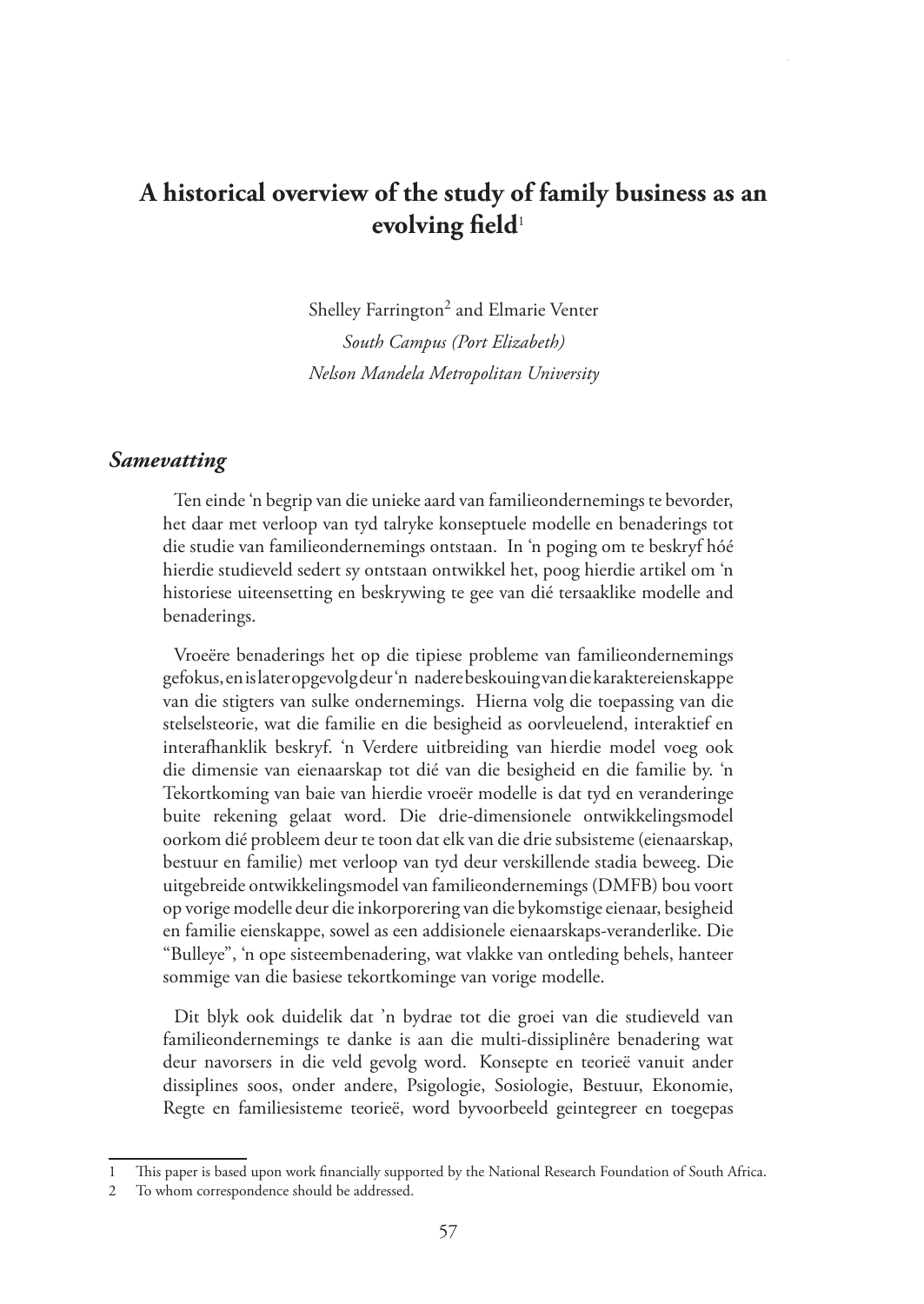# A historical overview of the study of family business as an evolving field[1]

Shelley Farrington[2] and Elmarie Venter

*South Campus (Port Elizabeth)*

*Nelson Mandela Metropolitan University*

## *Samevatting*

Ten einde 'n begrip van die unieke aard van familieondernemings te bevorder, het daar met verloop van tyd talryke konseptuele modelle en benaderings tot die studie van familieondernemings ontstaan. In 'n poging om te beskryf hóé hierdie studieveld sedert sy ontstaan ontwikkel het, poog hierdie artikel om 'n historiese uiteensetting en beskrywing te gee van dié tersaaklike modelle and benaderings.

Vroeëre benaderings het op die tipiese probleme van familieondernemings gefokus, en is later opgevolg deur 'n nadere beskouing van die karaktereienskappe van die stigters van sulke ondernemings. Hierna volg die toepassing van die stelselsteorie, wat die familie en die besigheid as oorvleuelend, interaktief en interafhanklik beskryf. 'n Verdere uitbreiding van hierdie model voeg ook die dimensie van eienaarskap tot dié van die besigheid en die familie by. 'n Tekortkoming van baie van hierdie vroeër modelle is dat tyd en veranderinge buite rekening gelaat word. Die drie-dimensionele ontwikkelingsmodel oorkom dié probleem deur te toon dat elk van die drie subsisteme (eienaarskap, bestuur en familie) met verloop van tyd deur verskillende stadia beweeg. Die uitgebreide ontwikkelingsmodel van familieondernemings (DMFB) bou voort op vorige modelle deur die inkorporering van die bykomstige eienaar, besigheid en familie eienskappe, sowel as een addisionele eienaarskaps-veranderlike. Die "Bulleye", 'n ope sisteembenadering, wat vlakke van ontleding behels, hanteer sommige van die basiese tekortkominge van vorige modelle.

Dit blyk ook duidelik dat 'n bydrae tot die groei van die studieveld van familieondernemings te danke is aan die multi-dissiplinêre benadering wat deur navorsers in die veld gevolg word. Konsepte en teorieë vanuit ander dissiplines soos, onder andere, Psigologie, Sosiologie, Bestuur, Ekonomie, Regte en familiesisteme teorieë, word byvoorbeeld geintegreer en toegepas

---

1 This paper is based upon work financially supported by the National Research Foundation of South Africa.

2 To whom correspondence should be addressed.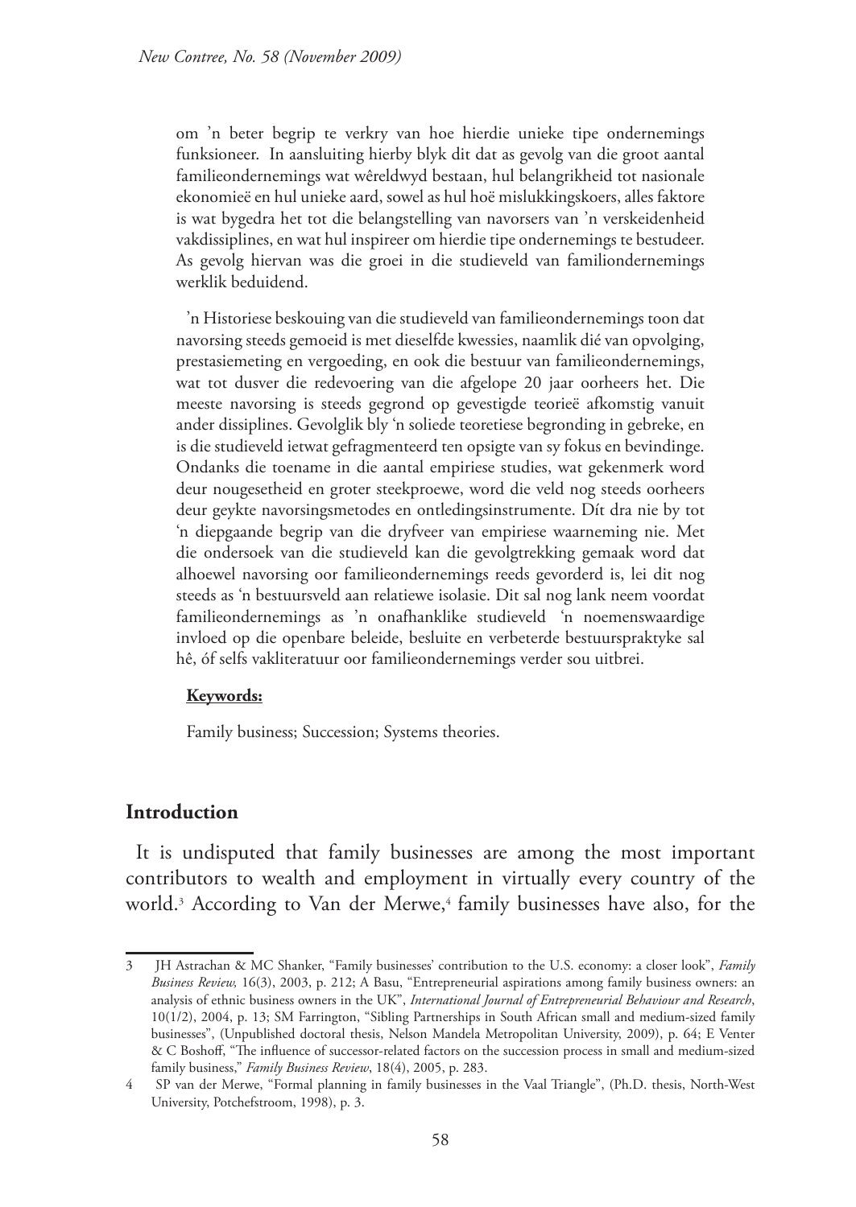om 'n beter begrip te verkry van hoe hierdie unieke tipe ondernemings funksioneer. In aansluiting hierby blyk dit dat as gevolg van die groot aantal familieondernemings wat wêreldwyd bestaan, hul belangrikheid tot nasionale ekonomieë en hul unieke aard, sowel as hul hoë mislukkingskoers, alles faktore is wat bygedra het tot die belangstelling van navorsers van 'n verskeidenheid vakdissiplines, en wat hul inspireer om hierdie tipe ondernemings te bestudeer. As gevolg hiervan was die groei in die studieveld van familiondernemings werklik beduidend.

'n Historiese beskouing van die studieveld van familieondernemings toon dat navorsing steeds gemoeid is met dieselfde kwessies, naamlik dié van opvolging, prestasiemeting en vergoeding, en ook die bestuur van familieondernemings, wat tot dusver die redevoering van die afgelope 20 jaar oorheers het. Die meeste navorsing is steeds gegrond op gevestigde teorieë afkomstig vanuit ander dissiplines. Gevolglik bly 'n soliede teoretiese begronding in gebreke, en is die studieveld ietwat gefragmenteerd ten opsigte van sy fokus en bevindinge. Ondanks die toename in die aantal empiriese studies, wat gekenmerk word deur nougesetheid en groter steekproewe, word die veld nog steeds oorheers deur geykte navorsingsmetodes en ontledingsinstrumente. Dít dra nie by tot 'n diepgaande begrip van die dryfveer van empiriese waarneming nie. Met die ondersoek van die studieveld kan die gevolgtrekking gemaak word dat alhoewel navorsing oor familieondernemings reeds gevorderd is, lei dit nog steeds as 'n bestuursveld aan relatiewe isolasie. Dit sal nog lank neem voordat familieondernemings as 'n onafhanklike studieveld 'n noemenswaardige invloed op die openbare beleide, besluite en verbeterde bestuurspraktyke sal hê, óf selfs vakliteratuur oor familieondernemings verder sou uitbrei.

**Keywords:**

Family business; Succession; Systems theories.

## Introduction

It is undisputed that family businesses are among the most important contributors to wealth and employment in virtually every country of the world.[3] According to Van der Merwe,[4] family businesses have also, for the

---

3 JH Astrachan & MC Shanker, "Family businesses' contribution to the U.S. economy: a closer look", *Family Business Review,* 16(3), 2003, p. 212; A Basu, "Entrepreneurial aspirations among family business owners: an analysis of ethnic business owners in the UK", *International Journal of Entrepreneurial Behaviour and Research*, 10(1/2), 2004, p. 13; SM Farrington, "Sibling Partnerships in South African small and medium-sized family businesses", (Unpublished doctoral thesis, Nelson Mandela Metropolitan University, 2009), p. 64; E Venter & C Boshoff, "The influence of successor-related factors on the succession process in small and medium-sized family business," *Family Business Review*, 18(4), 2005, p. 283.

4 SP van der Merwe, "Formal planning in family businesses in the Vaal Triangle", (Ph.D. thesis, North-West University, Potchefstroom, 1998), p. 3.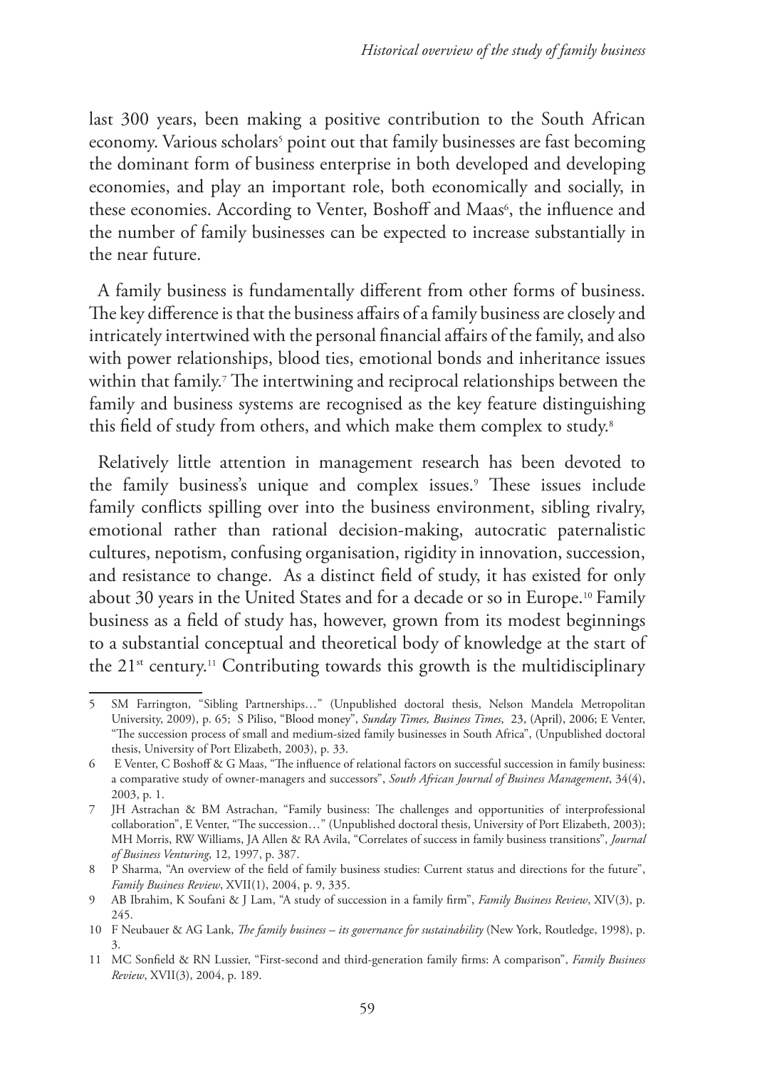last 300 years, been making a positive contribution to the South African economy. Various scholars[5] point out that family businesses are fast becoming the dominant form of business enterprise in both developed and developing economies, and play an important role, both economically and socially, in these economies. According to Venter, Boshoff and Maas[6], the influence and the number of family businesses can be expected to increase substantially in the near future.

A family business is fundamentally different from other forms of business. The key difference is that the business affairs of a family business are closely and intricately intertwined with the personal financial affairs of the family, and also with power relationships, blood ties, emotional bonds and inheritance issues within that family.[7] The intertwining and reciprocal relationships between the family and business systems are recognised as the key feature distinguishing this field of study from others, and which make them complex to study.[8]

Relatively little attention in management research has been devoted to the family business's unique and complex issues.[9] These issues include family conflicts spilling over into the business environment, sibling rivalry, emotional rather than rational decision-making, autocratic paternalistic cultures, nepotism, confusing organisation, rigidity in innovation, succession, and resistance to change. As a distinct field of study, it has existed for only about 30 years in the United States and for a decade or so in Europe.[10] Family business as a field of study has, however, grown from its modest beginnings to a substantial conceptual and theoretical body of knowledge at the start of the 21st century.[11] Contributing towards this growth is the multidisciplinary

---

5 SM Farrington, "Sibling Partnerships…" (Unpublished doctoral thesis, Nelson Mandela Metropolitan University, 2009), p. 65; S Piliso, "Blood money", *Sunday Times, Business Times*, 23, (April), 2006; E Venter, "The succession process of small and medium-sized family businesses in South Africa", (Unpublished doctoral thesis, University of Port Elizabeth, 2003), p. 33.

6 E Venter, C Boshoff & G Maas, "The influence of relational factors on successful succession in family business: a comparative study of owner-managers and successors", *South African Journal of Business Management*, 34(4), 2003, p. 1.

7 JH Astrachan & BM Astrachan, "Family business: The challenges and opportunities of interprofessional collaboration", E Venter, "The succession…" (Unpublished doctoral thesis, University of Port Elizabeth, 2003); MH Morris, RW Williams, JA Allen & RA Avila, "Correlates of success in family business transitions", *Journal of Business Venturing*, 12, 1997, p. 387.

8 P Sharma, "An overview of the field of family business studies: Current status and directions for the future", *Family Business Review*, XVII(1), 2004, p. 9, 335.

9 AB Ibrahim, K Soufani & J Lam, "A study of succession in a family firm", *Family Business Review*, XIV(3), p. 245.

10 F Neubauer & AG Lank, *The family business – its governance for sustainability* (New York, Routledge, 1998), p. 3.

11 MC Sonfield & RN Lussier, "First-second and third-generation family firms: A comparison", *Family Business Review*, XVII(3), 2004, p. 189.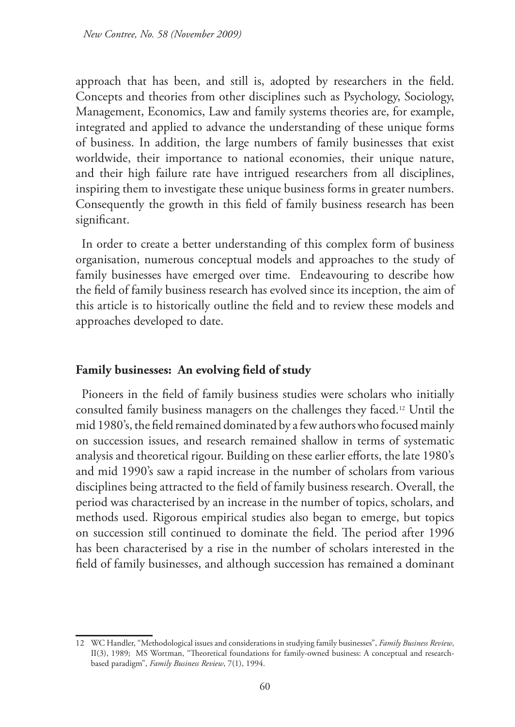approach that has been, and still is, adopted by researchers in the field. Concepts and theories from other disciplines such as Psychology, Sociology, Management, Economics, Law and family systems theories are, for example, integrated and applied to advance the understanding of these unique forms of business. In addition, the large numbers of family businesses that exist worldwide, their importance to national economies, their unique nature, and their high failure rate have intrigued researchers from all disciplines, inspiring them to investigate these unique business forms in greater numbers. Consequently the growth in this field of family business research has been significant.

In order to create a better understanding of this complex form of business organisation, numerous conceptual models and approaches to the study of family businesses have emerged over time. Endeavouring to describe how the field of family business research has evolved since its inception, the aim of this article is to historically outline the field and to review these models and approaches developed to date.

## Family businesses: An evolving field of study

Pioneers in the field of family business studies were scholars who initially consulted family business managers on the challenges they faced.[12] Until the mid 1980's, the field remained dominated by a few authors who focused mainly on succession issues, and research remained shallow in terms of systematic analysis and theoretical rigour. Building on these earlier efforts, the late 1980's and mid 1990's saw a rapid increase in the number of scholars from various disciplines being attracted to the field of family business research. Overall, the period was characterised by an increase in the number of topics, scholars, and methods used. Rigorous empirical studies also began to emerge, but topics on succession still continued to dominate the field. The period after 1996 has been characterised by a rise in the number of scholars interested in the field of family businesses, and although succession has remained a dominant

12 WC Handler, "Methodological issues and considerations in studying family businesses", *Family Business Review*, II(3), 1989; MS Wortman, "Theoretical foundations for family-owned business: A conceptual and research-based paradigm", *Family Business Review*, 7(1), 1994.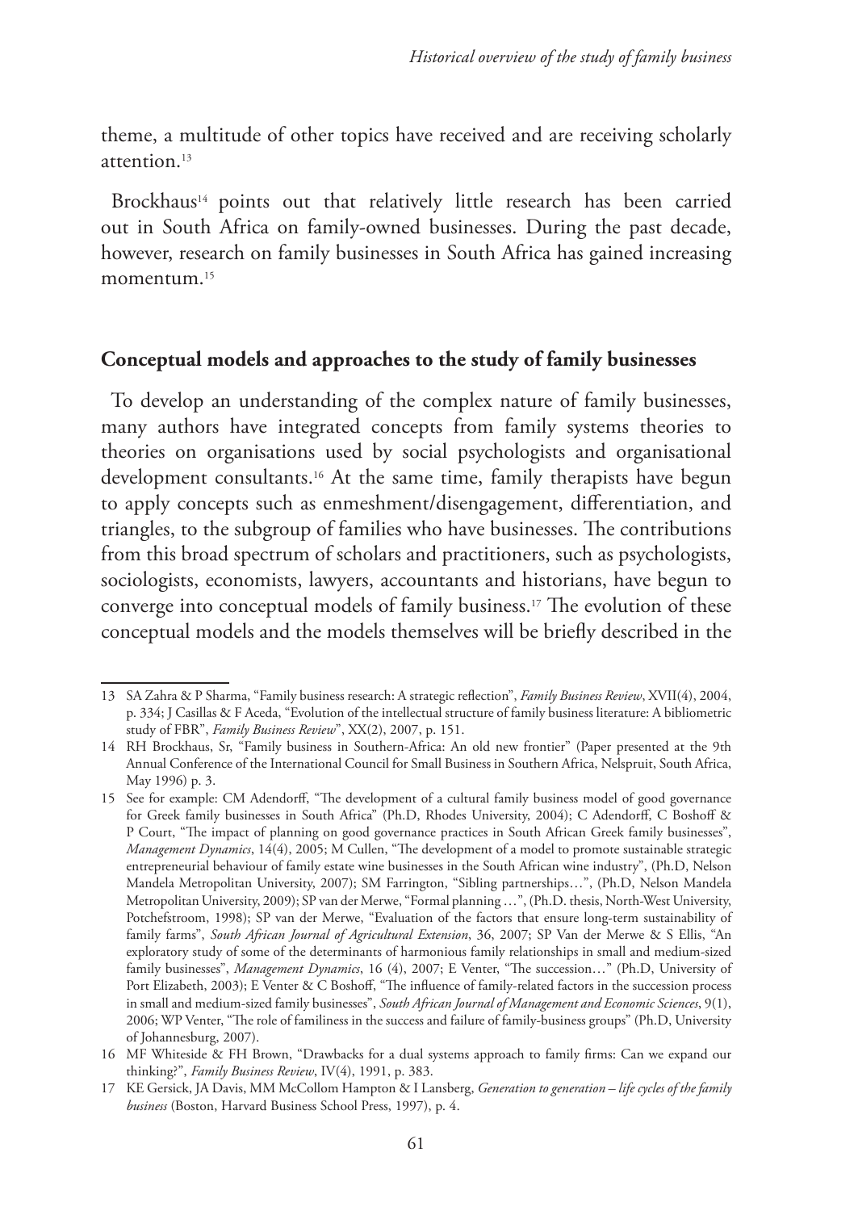theme, a multitude of other topics have received and are receiving scholarly attention.[13]

Brockhaus[14] points out that relatively little research has been carried out in South Africa on family-owned businesses. During the past decade, however, research on family businesses in South Africa has gained increasing momentum.[15]

## Conceptual models and approaches to the study of family businesses

To develop an understanding of the complex nature of family businesses, many authors have integrated concepts from family systems theories to theories on organisations used by social psychologists and organisational development consultants.[16] At the same time, family therapists have begun to apply concepts such as enmeshment/disengagement, differentiation, and triangles, to the subgroup of families who have businesses. The contributions from this broad spectrum of scholars and practitioners, such as psychologists, sociologists, economists, lawyers, accountants and historians, have begun to converge into conceptual models of family business.[17] The evolution of these conceptual models and the models themselves will be briefly described in the

---

13 SA Zahra & P Sharma, "Family business research: A strategic reflection", *Family Business Review*, XVII(4), 2004, p. 334; J Casillas & F Aceda, "Evolution of the intellectual structure of family business literature: A bibliometric study of FBR", *Family Business Review*", XX(2), 2007, p. 151.

14 RH Brockhaus, Sr, "Family business in Southern-Africa: An old new frontier" (Paper presented at the 9th Annual Conference of the International Council for Small Business in Southern Africa, Nelspruit, South Africa, May 1996) p. 3.

15 See for example: CM Adendorff, "The development of a cultural family business model of good governance for Greek family businesses in South Africa" (Ph.D, Rhodes University, 2004); C Adendorff, C Boshoff & P Court, "The impact of planning on good governance practices in South African Greek family businesses", *Management Dynamics*, 14(4), 2005; M Cullen, "The development of a model to promote sustainable strategic entrepreneurial behaviour of family estate wine businesses in the South African wine industry", (Ph.D, Nelson Mandela Metropolitan University, 2007); SM Farrington, "Sibling partnerships…", (Ph.D, Nelson Mandela Metropolitan University, 2009); SP van der Merwe, "Formal planning …", (Ph.D. thesis, North-West University, Potchefstroom, 1998); SP van der Merwe, "Evaluation of the factors that ensure long-term sustainability of family farms", *South African Journal of Agricultural Extension*, 36, 2007; SP Van der Merwe & S Ellis, "An exploratory study of some of the determinants of harmonious family relationships in small and medium-sized family businesses", *Management Dynamics*, 16 (4), 2007; E Venter, "The succession…" (Ph.D, University of Port Elizabeth, 2003); E Venter & C Boshoff, "The influence of family-related factors in the succession process in small and medium-sized family businesses", *South African Journal of Management and Economic Sciences*, 9(1), 2006; WP Venter, "The role of familiness in the success and failure of family-business groups" (Ph.D, University of Johannesburg, 2007).

16 MF Whiteside & FH Brown, "Drawbacks for a dual systems approach to family firms: Can we expand our thinking?", *Family Business Review*, IV(4), 1991, p. 383.

17 KE Gersick, JA Davis, MM McCollom Hampton & I Lansberg, *Generation to generation – life cycles of the family business* (Boston, Harvard Business School Press, 1997), p. 4.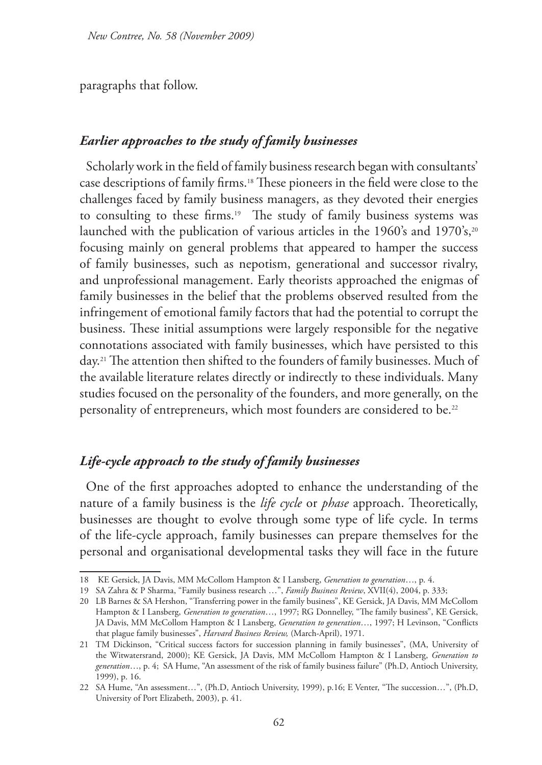paragraphs that follow.

### *Earlier approaches to the study of family businesses*

Scholarly work in the field of family business research began with consultants' case descriptions of family firms.[18] These pioneers in the field were close to the challenges faced by family business managers, as they devoted their energies to consulting to these firms.[19] The study of family business systems was launched with the publication of various articles in the 1960's and 1970's,[20] focusing mainly on general problems that appeared to hamper the success of family businesses, such as nepotism, generational and successor rivalry, and unprofessional management. Early theorists approached the enigmas of family businesses in the belief that the problems observed resulted from the infringement of emotional family factors that had the potential to corrupt the business. These initial assumptions were largely responsible for the negative connotations associated with family businesses, which have persisted to this day.[21] The attention then shifted to the founders of family businesses. Much of the available literature relates directly or indirectly to these individuals. Many studies focused on the personality of the founders, and more generally, on the personality of entrepreneurs, which most founders are considered to be.[22]

### *Life-cycle approach to the study of family businesses*

One of the first approaches adopted to enhance the understanding of the nature of a family business is the *life cycle* or *phase* approach. Theoretically, businesses are thought to evolve through some type of life cycle. In terms of the life-cycle approach, family businesses can prepare themselves for the personal and organisational developmental tasks they will face in the future

---

18 KE Gersick, JA Davis, MM McCollom Hampton & I Lansberg, *Generation to generation*…, p. 4.

19 SA Zahra & P Sharma, "Family business research …", *Family Business Review*, XVII(4), 2004, p. 333;

20 LB Barnes & SA Hershon, "Transferring power in the family business", KE Gersick, JA Davis, MM McCollom Hampton & I Lansberg, *Generation to generation*…, 1997; RG Donnelley, "The family business", KE Gersick, JA Davis, MM McCollom Hampton & I Lansberg, *Generation to generation*…, 1997; H Levinson, "Conflicts that plague family businesses", *Harvard Business Review,* (March-April), 1971.

21 TM Dickinson, "Critical success factors for succession planning in family businesses", (MA, University of the Witwatersrand, 2000); KE Gersick, JA Davis, MM McCollom Hampton & I Lansberg, *Generation to generation*…, p. 4; SA Hume, "An assessment of the risk of family business failure" (Ph.D, Antioch University, 1999), p. 16.

22 SA Hume, "An assessment…", (Ph.D, Antioch University, 1999), p.16; E Venter, "The succession…", (Ph.D, University of Port Elizabeth, 2003), p. 41.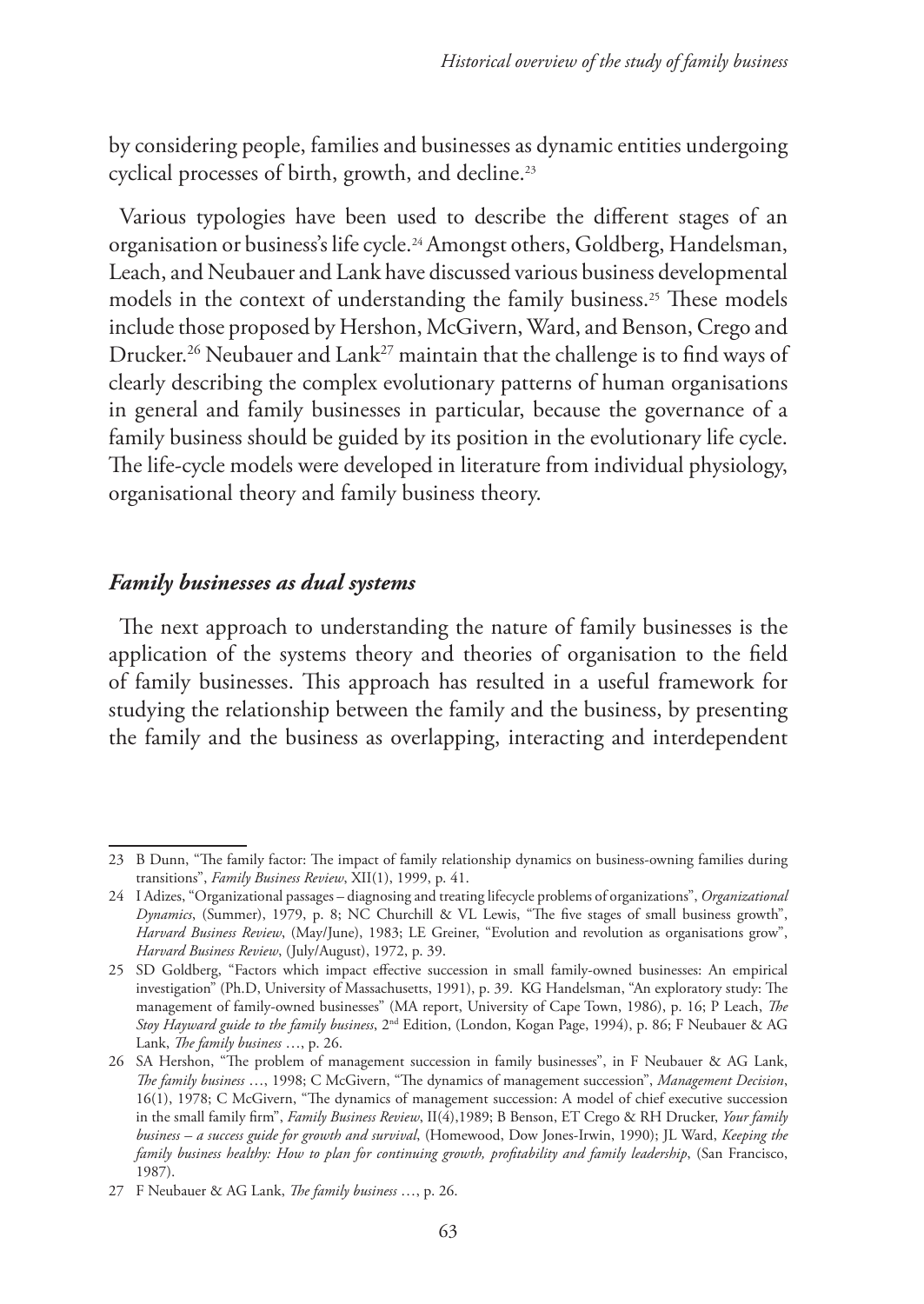by considering people, families and businesses as dynamic entities undergoing cyclical processes of birth, growth, and decline.[23]

Various typologies have been used to describe the different stages of an organisation or business's life cycle.[24] Amongst others, Goldberg, Handelsman, Leach, and Neubauer and Lank have discussed various business developmental models in the context of understanding the family business.[25] These models include those proposed by Hershon, McGivern, Ward, and Benson, Crego and Drucker.[26] Neubauer and Lank[27] maintain that the challenge is to find ways of clearly describing the complex evolutionary patterns of human organisations in general and family businesses in particular, because the governance of a family business should be guided by its position in the evolutionary life cycle. The life-cycle models were developed in literature from individual physiology, organisational theory and family business theory.

### *Family businesses as dual systems*

The next approach to understanding the nature of family businesses is the application of the systems theory and theories of organisation to the field of family businesses. This approach has resulted in a useful framework for studying the relationship between the family and the business, by presenting the family and the business as overlapping, interacting and interdependent

---

23 B Dunn, "The family factor: The impact of family relationship dynamics on business-owning families during transitions", *Family Business Review*, XII(1), 1999, p. 41.

24 I Adizes, "Organizational passages – diagnosing and treating lifecycle problems of organizations", *Organizational Dynamics*, (Summer), 1979, p. 8; NC Churchill & VL Lewis, "The five stages of small business growth", *Harvard Business Review*, (May/June), 1983; LE Greiner, "Evolution and revolution as organisations grow", *Harvard Business Review*, (July/August), 1972, p. 39.

25 SD Goldberg, "Factors which impact effective succession in small family-owned businesses: An empirical investigation" (Ph.D, University of Massachusetts, 1991), p. 39. KG Handelsman, "An exploratory study: The management of family-owned businesses" (MA report, University of Cape Town, 1986), p. 16; P Leach, *The Stoy Hayward guide to the family business*, 2nd Edition, (London, Kogan Page, 1994), p. 86; F Neubauer & AG Lank, *The family business* …, p. 26.

26 SA Hershon, "The problem of management succession in family businesses", in F Neubauer & AG Lank, *The family business* …, 1998; C McGivern, "The dynamics of management succession", *Management Decision*, 16(1), 1978; C McGivern, "The dynamics of management succession: A model of chief executive succession in the small family firm", *Family Business Review*, II(4),1989; B Benson, ET Crego & RH Drucker, *Your family business – a success guide for growth and survival*, (Homewood, Dow Jones-Irwin, 1990); JL Ward, *Keeping the family business healthy: How to plan for continuing growth, profitability and family leadership*, (San Francisco, 1987).

27 F Neubauer & AG Lank, *The family business* …, p. 26.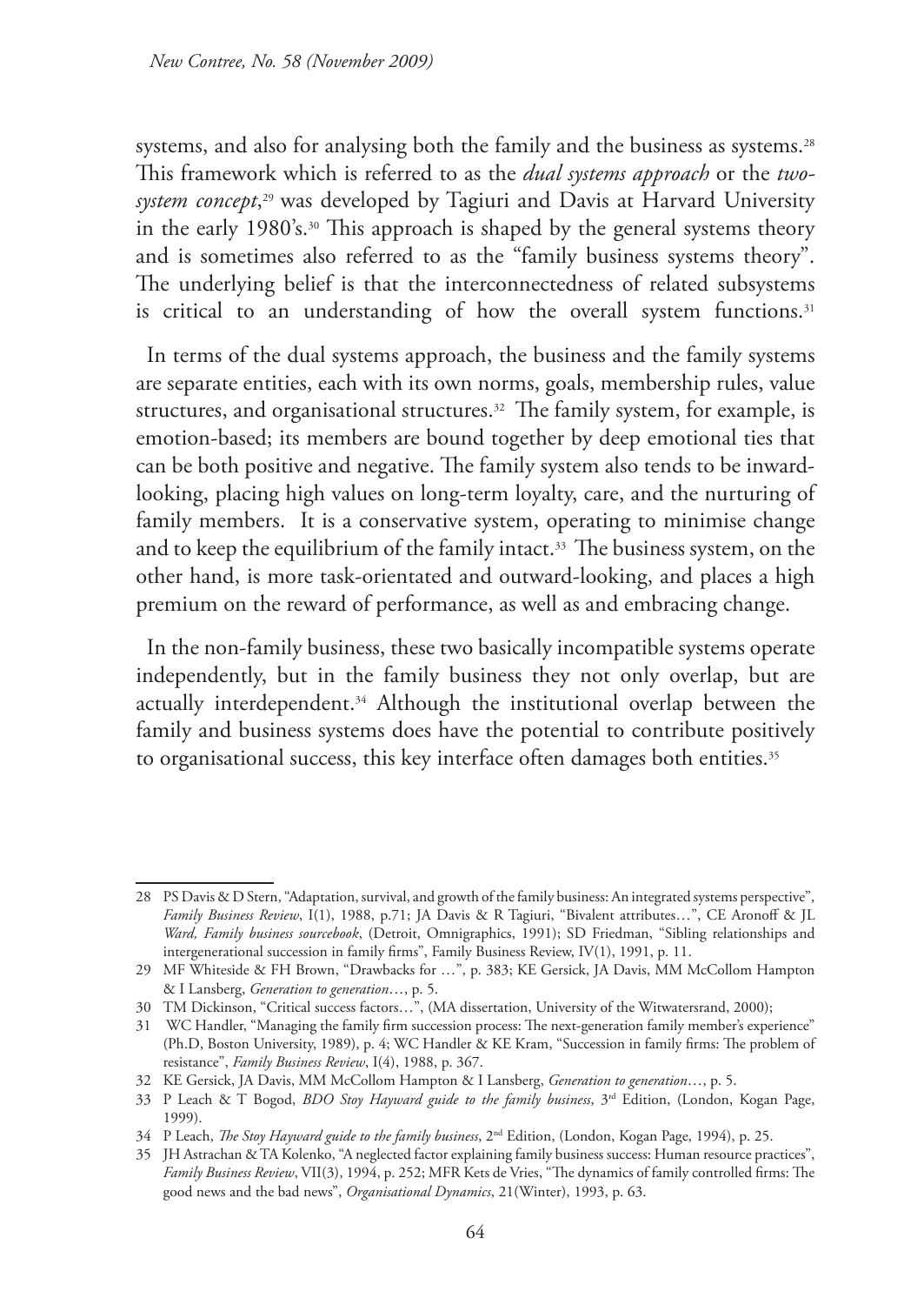systems, and also for analysing both the family and the business as systems.[28] This framework which is referred to as the *dual systems approach* or the *two-system concept*,[29] was developed by Tagiuri and Davis at Harvard University in the early 1980's.[30] This approach is shaped by the general systems theory and is sometimes also referred to as the "family business systems theory". The underlying belief is that the interconnectedness of related subsystems is critical to an understanding of how the overall system functions.[31]

In terms of the dual systems approach, the business and the family systems are separate entities, each with its own norms, goals, membership rules, value structures, and organisational structures.[32] The family system, for example, is emotion-based; its members are bound together by deep emotional ties that can be both positive and negative. The family system also tends to be inward-looking, placing high values on long-term loyalty, care, and the nurturing of family members. It is a conservative system, operating to minimise change and to keep the equilibrium of the family intact.[33] The business system, on the other hand, is more task-orientated and outward-looking, and places a high premium on the reward of performance, as well as and embracing change.

In the non-family business, these two basically incompatible systems operate independently, but in the family business they not only overlap, but are actually interdependent.[34] Although the institutional overlap between the family and business systems does have the potential to contribute positively to organisational success, this key interface often damages both entities.[35]

---

28 PS Davis & D Stern, "Adaptation, survival, and growth of the family business: An integrated systems perspective", *Family Business Review*, I(1), 1988, p.71; JA Davis & R Tagiuri, "Bivalent attributes…", CE Aronoff & JL *Ward, Family business sourcebook*, (Detroit, Omnigraphics, 1991); SD Friedman, "Sibling relationships and intergenerational succession in family firms", Family Business Review, IV(1), 1991, p. 11.

29 MF Whiteside & FH Brown, "Drawbacks for …", p. 383; KE Gersick, JA Davis, MM McCollom Hampton & I Lansberg, *Generation to generation*…, p. 5.

30 TM Dickinson, "Critical success factors…", (MA dissertation, University of the Witwatersrand, 2000);

31 WC Handler, "Managing the family firm succession process: The next-generation family member's experience" (Ph.D, Boston University, 1989), p. 4; WC Handler & KE Kram, "Succession in family firms: The problem of resistance", *Family Business Review*, I(4), 1988, p. 367.

32 KE Gersick, JA Davis, MM McCollom Hampton & I Lansberg, *Generation to generation*…, p. 5.

33 P Leach & T Bogod, *BDO Stoy Hayward guide to the family business*, 3rd Edition, (London, Kogan Page, 1999).

34 P Leach, *The Stoy Hayward guide to the family business*, 2nd Edition, (London, Kogan Page, 1994), p. 25.

35 JH Astrachan & TA Kolenko, "A neglected factor explaining family business success: Human resource practices", *Family Business Review*, VII(3), 1994, p. 252; MFR Kets de Vries, "The dynamics of family controlled firms: The good news and the bad news", *Organisational Dynamics*, 21(Winter), 1993, p. 63.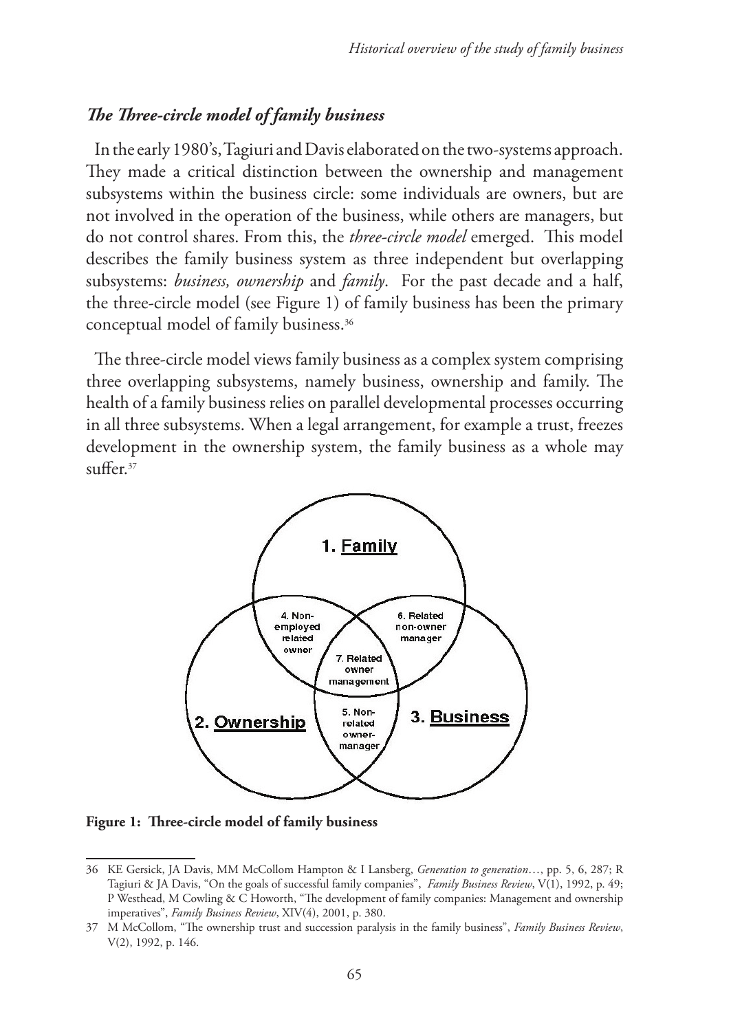### *The Three-circle model of family business*

In the early 1980's, Tagiuri and Davis elaborated on the two-systems approach. They made a critical distinction between the ownership and management subsystems within the business circle: some individuals are owners, but are not involved in the operation of the business, while others are managers, but do not control shares. From this, the *three-circle model* emerged. This model describes the family business system as three independent but overlapping subsystems: *business, ownership* and *family*. For the past decade and a half, the three-circle model (see Figure 1) of family business has been the primary conceptual model of family business.[36]

The three-circle model views family business as a complex system comprising three overlapping subsystems, namely business, ownership and family. The health of a family business relies on parallel developmental processes occurring in all three subsystems. When a legal arrangement, for example a trust, freezes development in the ownership system, the family business as a whole may suffer.[37]

1. Family
2. Ownership
3. Business
4. Non-employed related owner
5. Non-related owner-manager
6. Related non-owner manager
7. Related owner management

**Figure 1: Three-circle model of family business**

---

36 KE Gersick, JA Davis, MM McCollom Hampton & I Lansberg, *Generation to generation*…, pp. 5, 6, 287; R Tagiuri & JA Davis, "On the goals of successful family companies", *Family Business Review*, V(1), 1992, p. 49; P Westhead, M Cowling & C Howorth, "The development of family companies: Management and ownership imperatives", *Family Business Review*, XIV(4), 2001, p. 380.

37 M McCollom, "The ownership trust and succession paralysis in the family business", *Family Business Review*, V(2), 1992, p. 146.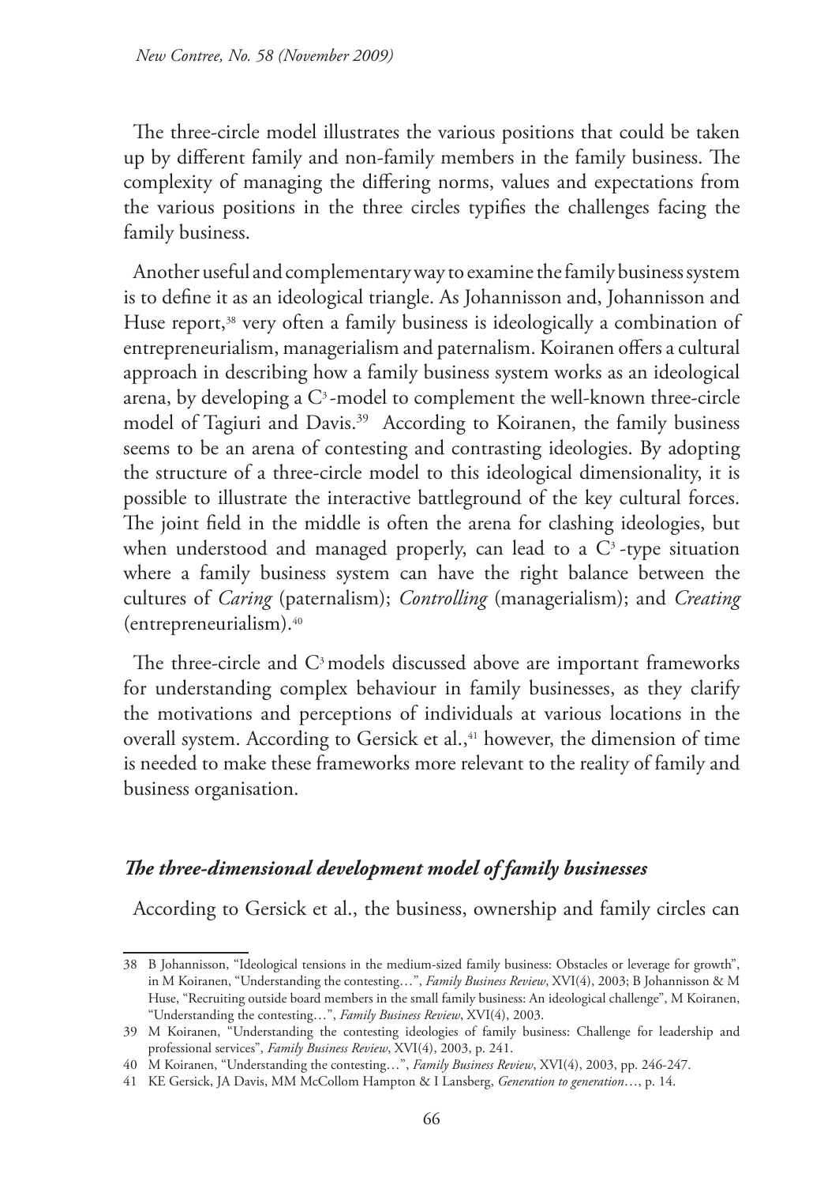The three-circle model illustrates the various positions that could be taken up by different family and non-family members in the family business. The complexity of managing the differing norms, values and expectations from the various positions in the three circles typifies the challenges facing the family business.

Another useful and complementary way to examine the family business system is to define it as an ideological triangle. As Johannisson and, Johannisson and Huse report,[38] very often a family business is ideologically a combination of entrepreneurialism, managerialism and paternalism. Koiranen offers a cultural approach in describing how a family business system works as an ideological arena, by developing a $C^3$-model to complement the well-known three-circle model of Tagiuri and Davis.[39] According to Koiranen, the family business seems to be an arena of contesting and contrasting ideologies. By adopting the structure of a three-circle model to this ideological dimensionality, it is possible to illustrate the interactive battleground of the key cultural forces. The joint field in the middle is often the arena for clashing ideologies, but when understood and managed properly, can lead to a $C^3$-type situation where a family business system can have the right balance between the cultures of *Caring* (paternalism); *Controlling* (managerialism); and *Creating* (entrepreneurialism).[40]

The three-circle and $C^3$ models discussed above are important frameworks for understanding complex behaviour in family businesses, as they clarify the motivations and perceptions of individuals at various locations in the overall system. According to Gersick et al.,[41] however, the dimension of time is needed to make these frameworks more relevant to the reality of family and business organisation.

### *The three-dimensional development model of family businesses*

According to Gersick et al., the business, ownership and family circles can

---

38 B Johannisson, "Ideological tensions in the medium-sized family business: Obstacles or leverage for growth", in M Koiranen, "Understanding the contesting…", *Family Business Review*, XVI(4), 2003; B Johannisson & M Huse, "Recruiting outside board members in the small family business: An ideological challenge", M Koiranen, "Understanding the contesting…", *Family Business Review*, XVI(4), 2003.

39 M Koiranen, "Understanding the contesting ideologies of family business: Challenge for leadership and professional services", *Family Business Review*, XVI(4), 2003, p. 241.

40 M Koiranen, "Understanding the contesting…", *Family Business Review*, XVI(4), 2003, pp. 246-247.

41 KE Gersick, JA Davis, MM McCollom Hampton & I Lansberg, *Generation to generation*…, p. 14.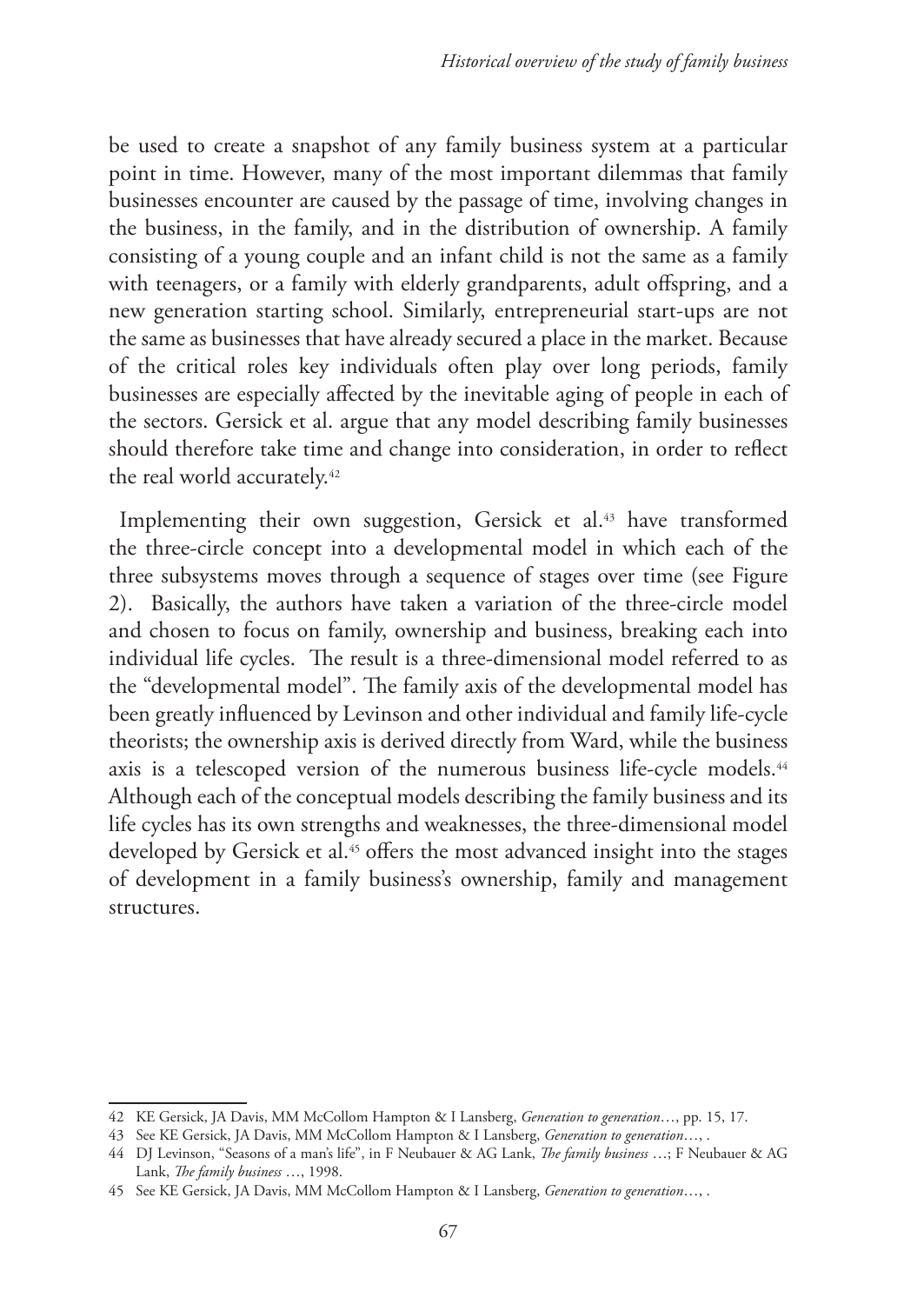be used to create a snapshot of any family business system at a particular point in time. However, many of the most important dilemmas that family businesses encounter are caused by the passage of time, involving changes in the business, in the family, and in the distribution of ownership. A family consisting of a young couple and an infant child is not the same as a family with teenagers, or a family with elderly grandparents, adult offspring, and a new generation starting school. Similarly, entrepreneurial start-ups are not the same as businesses that have already secured a place in the market. Because of the critical roles key individuals often play over long periods, family businesses are especially affected by the inevitable aging of people in each of the sectors. Gersick et al. argue that any model describing family businesses should therefore take time and change into consideration, in order to reflect the real world accurately.[42]

Implementing their own suggestion, Gersick et al.[43] have transformed the three-circle concept into a developmental model in which each of the three subsystems moves through a sequence of stages over time (see Figure 2). Basically, the authors have taken a variation of the three-circle model and chosen to focus on family, ownership and business, breaking each into individual life cycles. The result is a three-dimensional model referred to as the "developmental model". The family axis of the developmental model has been greatly influenced by Levinson and other individual and family life-cycle theorists; the ownership axis is derived directly from Ward, while the business axis is a telescoped version of the numerous business life-cycle models.[44] Although each of the conceptual models describing the family business and its life cycles has its own strengths and weaknesses, the three-dimensional model developed by Gersick et al.[45] offers the most advanced insight into the stages of development in a family business's ownership, family and management structures.

---

42 KE Gersick, JA Davis, MM McCollom Hampton & I Lansberg, *Generation to generation*…, pp. 15, 17.

43 See KE Gersick, JA Davis, MM McCollom Hampton & I Lansberg, *Generation to generation*…, .

44 DJ Levinson, "Seasons of a man's life", in F Neubauer & AG Lank, *The family business* …; F Neubauer & AG Lank, *The family business* …, 1998.

45 See KE Gersick, JA Davis, MM McCollom Hampton & I Lansberg, *Generation to generation*…, .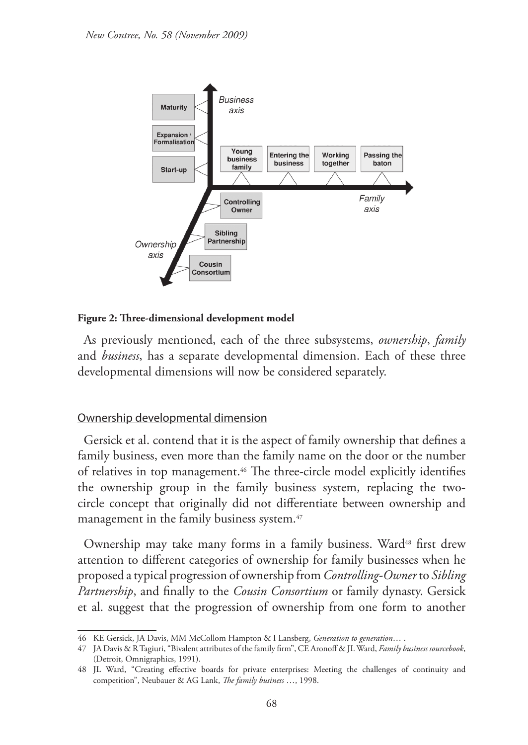**Figure 2: Three-dimensional development model**

As previously mentioned, each of the three subsystems, *ownership*, *family* and *business*, has a separate developmental dimension. Each of these three developmental dimensions will now be considered separately.

## Ownership developmental dimension

Gersick et al. contend that it is the aspect of family ownership that defines a family business, even more than the family name on the door or the number of relatives in top management.[46] The three-circle model explicitly identifies the ownership group in the family business system, replacing the two-circle concept that originally did not differentiate between ownership and management in the family business system.[47]

Ownership may take many forms in a family business. Ward[48] first drew attention to different categories of ownership for family businesses when he proposed a typical progression of ownership from *Controlling-Owner* to *Sibling Partnership*, and finally to the *Cousin Consortium* or family dynasty. Gersick et al. suggest that the progression of ownership from one form to another

---

46 KE Gersick, JA Davis, MM McCollom Hampton & I Lansberg, *Generation to generation*… .

47 JA Davis & R Tagiuri, "Bivalent attributes of the family firm", CE Aronoff & JL Ward, *Family business sourcebook*, (Detroit, Omnigraphics, 1991).

48 JL Ward, "Creating effective boards for private enterprises: Meeting the challenges of continuity and competition", Neubauer & AG Lank, *The family business* …, 1998.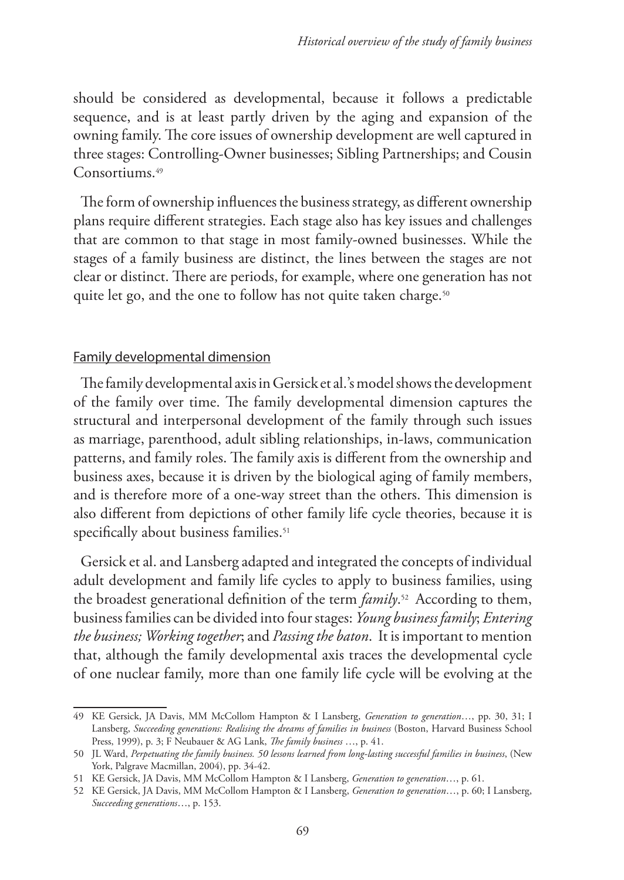should be considered as developmental, because it follows a predictable sequence, and is at least partly driven by the aging and expansion of the owning family. The core issues of ownership development are well captured in three stages: Controlling-Owner businesses; Sibling Partnerships; and Cousin Consortiums.[49]

The form of ownership influences the business strategy, as different ownership plans require different strategies. Each stage also has key issues and challenges that are common to that stage in most family-owned businesses. While the stages of a family business are distinct, the lines between the stages are not clear or distinct. There are periods, for example, where one generation has not quite let go, and the one to follow has not quite taken charge.[50]

### Family developmental dimension

The family developmental axis in Gersick et al.'s model shows the development of the family over time. The family developmental dimension captures the structural and interpersonal development of the family through such issues as marriage, parenthood, adult sibling relationships, in-laws, communication patterns, and family roles. The family axis is different from the ownership and business axes, because it is driven by the biological aging of family members, and is therefore more of a one-way street than the others. This dimension is also different from depictions of other family life cycle theories, because it is specifically about business families.[51]

Gersick et al. and Lansberg adapted and integrated the concepts of individual adult development and family life cycles to apply to business families, using the broadest generational definition of the term *family*.[52] According to them, business families can be divided into four stages: *Young business family*; *Entering the business; Working together*; and *Passing the baton*. It is important to mention that, although the family developmental axis traces the developmental cycle of one nuclear family, more than one family life cycle will be evolving at the

---

49 KE Gersick, JA Davis, MM McCollom Hampton & I Lansberg, *Generation to generation*…, pp. 30, 31; I Lansberg, *Succeeding generations: Realising the dreams of families in business* (Boston, Harvard Business School Press, 1999), p. 3; F Neubauer & AG Lank, *The family business* …, p. 41.

50 JL Ward, *Perpetuating the family business. 50 lessons learned from long-lasting successful families in business*, (New York, Palgrave Macmillan, 2004), pp. 34-42.

51 KE Gersick, JA Davis, MM McCollom Hampton & I Lansberg, *Generation to generation*…, p. 61.

52 KE Gersick, JA Davis, MM McCollom Hampton & I Lansberg, *Generation to generation*…, p. 60; I Lansberg, *Succeeding generations*…, p. 153.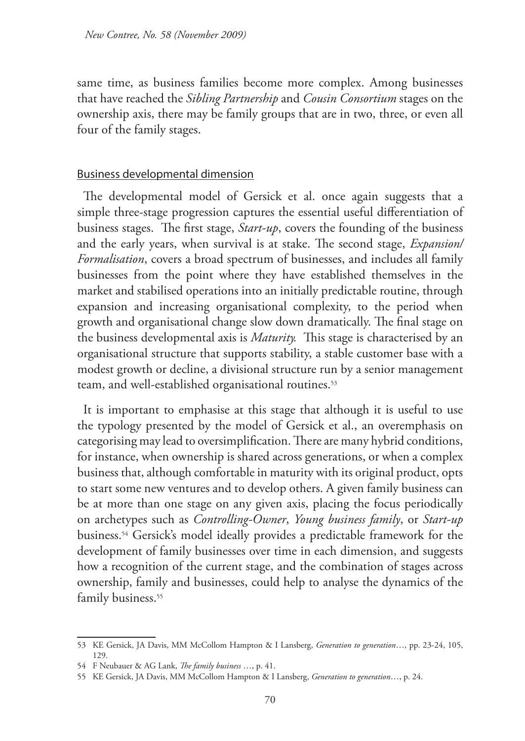same time, as business families become more complex. Among businesses that have reached the *Sibling Partnership* and *Cousin Consortium* stages on the ownership axis, there may be family groups that are in two, three, or even all four of the family stages.

## Business developmental dimension

The developmental model of Gersick et al. once again suggests that a simple three-stage progression captures the essential useful differentiation of business stages. The first stage, *Start-up*, covers the founding of the business and the early years, when survival is at stake. The second stage, *Expansion/ Formalisation*, covers a broad spectrum of businesses, and includes all family businesses from the point where they have established themselves in the market and stabilised operations into an initially predictable routine, through expansion and increasing organisational complexity, to the period when growth and organisational change slow down dramatically. The final stage on the business developmental axis is *Maturity.* This stage is characterised by an organisational structure that supports stability, a stable customer base with a modest growth or decline, a divisional structure run by a senior management team, and well-established organisational routines.[53]

It is important to emphasise at this stage that although it is useful to use the typology presented by the model of Gersick et al., an overemphasis on categorising may lead to oversimplification. There are many hybrid conditions, for instance, when ownership is shared across generations, or when a complex business that, although comfortable in maturity with its original product, opts to start some new ventures and to develop others. A given family business can be at more than one stage on any given axis, placing the focus periodically on archetypes such as *Controlling-Owner*, *Young business family*, or *Start-up* business.[54] Gersick's model ideally provides a predictable framework for the development of family businesses over time in each dimension, and suggests how a recognition of the current stage, and the combination of stages across ownership, family and businesses, could help to analyse the dynamics of the family business.[55]

---

53 KE Gersick, JA Davis, MM McCollom Hampton & I Lansberg, *Generation to generation*…, pp. 23-24, 105, 129.

54 F Neubauer & AG Lank, *The family business* …, p. 41.

55 KE Gersick, JA Davis, MM McCollom Hampton & I Lansberg, *Generation to generation*…, p. 24.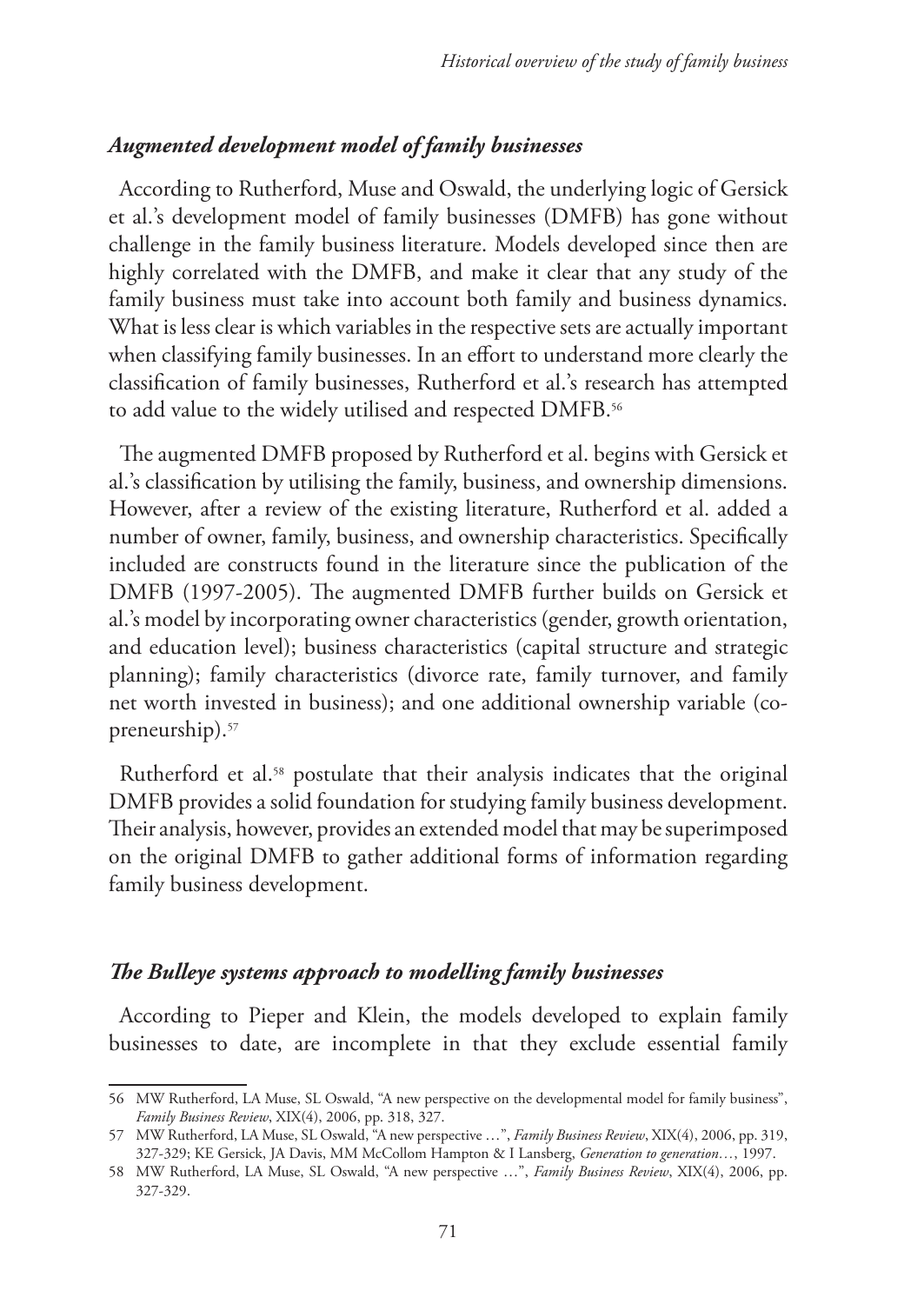### *Augmented development model of family businesses*

According to Rutherford, Muse and Oswald, the underlying logic of Gersick et al.'s development model of family businesses (DMFB) has gone without challenge in the family business literature. Models developed since then are highly correlated with the DMFB, and make it clear that any study of the family business must take into account both family and business dynamics. What is less clear is which variables in the respective sets are actually important when classifying family businesses. In an effort to understand more clearly the classification of family businesses, Rutherford et al.'s research has attempted to add value to the widely utilised and respected DMFB.[56]

The augmented DMFB proposed by Rutherford et al. begins with Gersick et al.'s classification by utilising the family, business, and ownership dimensions. However, after a review of the existing literature, Rutherford et al. added a number of owner, family, business, and ownership characteristics. Specifically included are constructs found in the literature since the publication of the DMFB (1997-2005). The augmented DMFB further builds on Gersick et al.'s model by incorporating owner characteristics (gender, growth orientation, and education level); business characteristics (capital structure and strategic planning); family characteristics (divorce rate, family turnover, and family net worth invested in business); and one additional ownership variable (co-preneurship).[57]

Rutherford et al.[58] postulate that their analysis indicates that the original DMFB provides a solid foundation for studying family business development. Their analysis, however, provides an extended model that may be superimposed on the original DMFB to gather additional forms of information regarding family business development.

### *The Bulleye systems approach to modelling family businesses*

According to Pieper and Klein, the models developed to explain family businesses to date, are incomplete in that they exclude essential family

---

56 MW Rutherford, LA Muse, SL Oswald, "A new perspective on the developmental model for family business", *Family Business Review*, XIX(4), 2006, pp. 318, 327.

57 MW Rutherford, LA Muse, SL Oswald, "A new perspective …", *Family Business Review*, XIX(4), 2006, pp. 319, 327-329; KE Gersick, JA Davis, MM McCollom Hampton & I Lansberg, *Generation to generation…*, 1997.

58 MW Rutherford, LA Muse, SL Oswald, "A new perspective …", *Family Business Review*, XIX(4), 2006, pp. 327-329.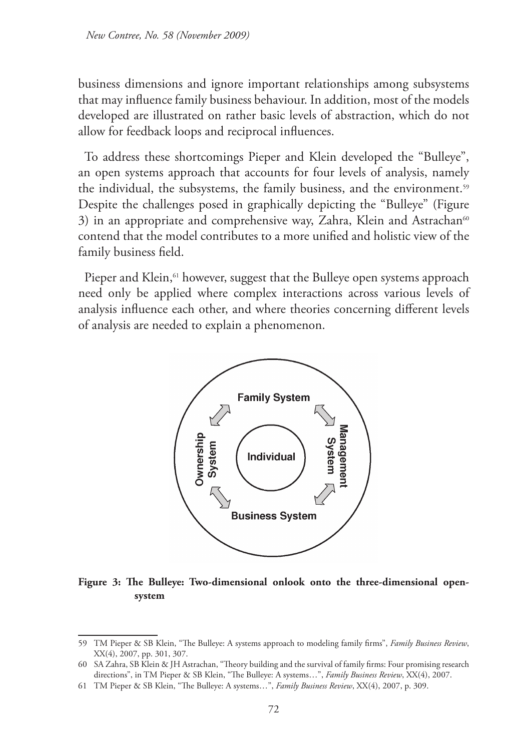business dimensions and ignore important relationships among subsystems that may influence family business behaviour. In addition, most of the models developed are illustrated on rather basic levels of abstraction, which do not allow for feedback loops and reciprocal influences.

To address these shortcomings Pieper and Klein developed the "Bulleye", an open systems approach that accounts for four levels of analysis, namely the individual, the subsystems, the family business, and the environment.[59] Despite the challenges posed in graphically depicting the "Bulleye" (Figure 3) in an appropriate and comprehensive way, Zahra, Klein and Astrachan[60] contend that the model contributes to a more unified and holistic view of the family business field.

Pieper and Klein,[61] however, suggest that the Bulleye open systems approach need only be applied where complex interactions across various levels of analysis influence each other, and where theories concerning different levels of analysis are needed to explain a phenomenon.

**Figure 3: The Bulleye: Two-dimensional onlook onto the three-dimensional open-system**

---

59 TM Pieper & SB Klein, "The Bulleye: A systems approach to modeling family firms", *Family Business Review*, XX(4), 2007, pp. 301, 307.

60 SA Zahra, SB Klein & JH Astrachan, "Theory building and the survival of family firms: Four promising research directions", in TM Pieper & SB Klein, "The Bulleye: A systems…", *Family Business Review*, XX(4), 2007.

61 TM Pieper & SB Klein, "The Bulleye: A systems…", *Family Business Review*, XX(4), 2007, p. 309.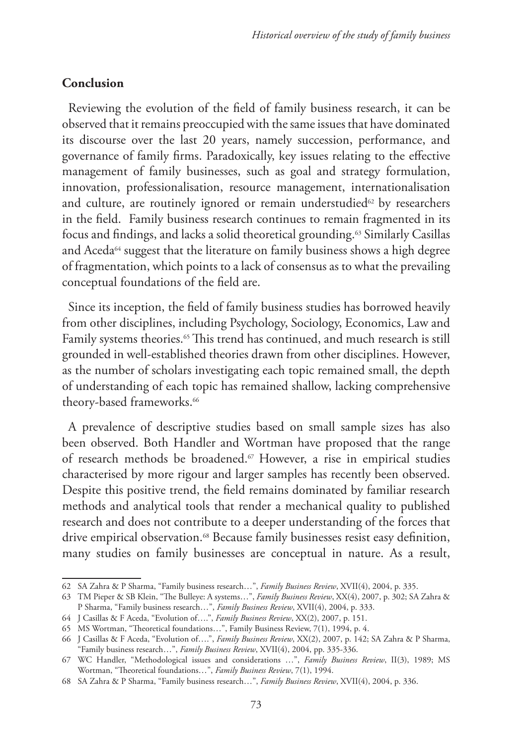## Conclusion

Reviewing the evolution of the field of family business research, it can be observed that it remains preoccupied with the same issues that have dominated its discourse over the last 20 years, namely succession, performance, and governance of family firms. Paradoxically, key issues relating to the effective management of family businesses, such as goal and strategy formulation, innovation, professionalisation, resource management, internationalisation and culture, are routinely ignored or remain understudied[62] by researchers in the field. Family business research continues to remain fragmented in its focus and findings, and lacks a solid theoretical grounding.[63] Similarly Casillas and Aceda[64] suggest that the literature on family business shows a high degree of fragmentation, which points to a lack of consensus as to what the prevailing conceptual foundations of the field are.

Since its inception, the field of family business studies has borrowed heavily from other disciplines, including Psychology, Sociology, Economics, Law and Family systems theories.[65] This trend has continued, and much research is still grounded in well-established theories drawn from other disciplines. However, as the number of scholars investigating each topic remained small, the depth of understanding of each topic has remained shallow, lacking comprehensive theory-based frameworks.[66]

A prevalence of descriptive studies based on small sample sizes has also been observed. Both Handler and Wortman have proposed that the range of research methods be broadened.[67] However, a rise in empirical studies characterised by more rigour and larger samples has recently been observed. Despite this positive trend, the field remains dominated by familiar research methods and analytical tools that render a mechanical quality to published research and does not contribute to a deeper understanding of the forces that drive empirical observation.[68] Because family businesses resist easy definition, many studies on family businesses are conceptual in nature. As a result,

---

62 SA Zahra & P Sharma, "Family business research…", *Family Business Review*, XVII(4), 2004, p. 335.

63 TM Pieper & SB Klein, "The Bulleye: A systems…", *Family Business Review*, XX(4), 2007, p. 302; SA Zahra & P Sharma, "Family business research…", *Family Business Review*, XVII(4), 2004, p. 333.

64 J Casillas & F Aceda, "Evolution of….", *Family Business Review*, XX(2), 2007, p. 151.

65 MS Wortman, "Theoretical foundations…", Family Business Review, 7(1), 1994, p. 4.

66 J Casillas & F Aceda, "Evolution of….", *Family Business Review*, XX(2), 2007, p. 142; SA Zahra & P Sharma, "Family business research…", *Family Business Review*, XVII(4), 2004, pp. 335-336.

67 WC Handler, "Methodological issues and considerations …", *Family Business Review*, II(3), 1989; MS Wortman, "Theoretical foundations…", *Family Business Review*, 7(1), 1994.

68 SA Zahra & P Sharma, "Family business research…", *Family Business Review*, XVII(4), 2004, p. 336.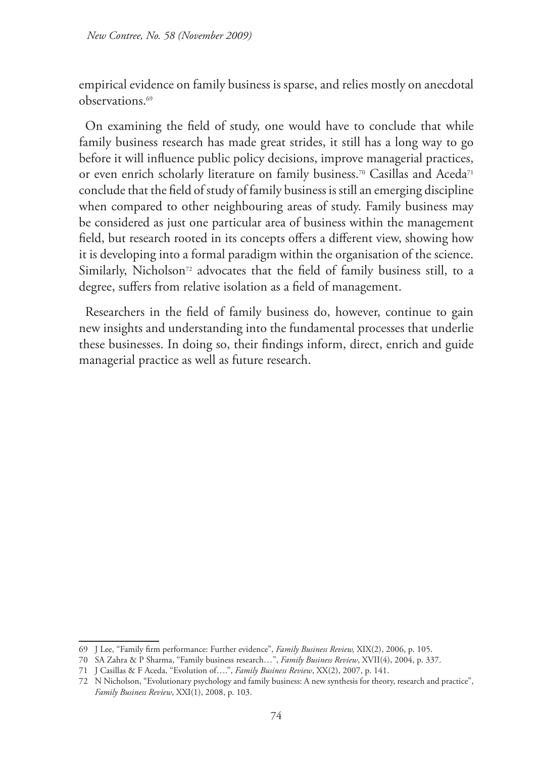empirical evidence on family business is sparse, and relies mostly on anecdotal observations.[69]

On examining the field of study, one would have to conclude that while family business research has made great strides, it still has a long way to go before it will influence public policy decisions, improve managerial practices, or even enrich scholarly literature on family business.[70] Casillas and Aceda[71] conclude that the field of study of family business is still an emerging discipline when compared to other neighbouring areas of study. Family business may be considered as just one particular area of business within the management field, but research rooted in its concepts offers a different view, showing how it is developing into a formal paradigm within the organisation of the science. Similarly, Nicholson[72] advocates that the field of family business still, to a degree, suffers from relative isolation as a field of management.

Researchers in the field of family business do, however, continue to gain new insights and understanding into the fundamental processes that underlie these businesses. In doing so, their findings inform, direct, enrich and guide managerial practice as well as future research.

---

69 J Lee, "Family firm performance: Further evidence", *Family Business Review,* XIX(2), 2006, p. 105.

70 SA Zahra & P Sharma, "Family business research…", *Family Business Review*, XVII(4), 2004, p. 337.

71 J Casillas & F Aceda, "Evolution of….", *Family Business Review*, XX(2), 2007, p. 141.

72 N Nicholson, "Evolutionary psychology and family business: A new synthesis for theory, research and practice", *Family Business Review*, XXI(1), 2008, p. 103.